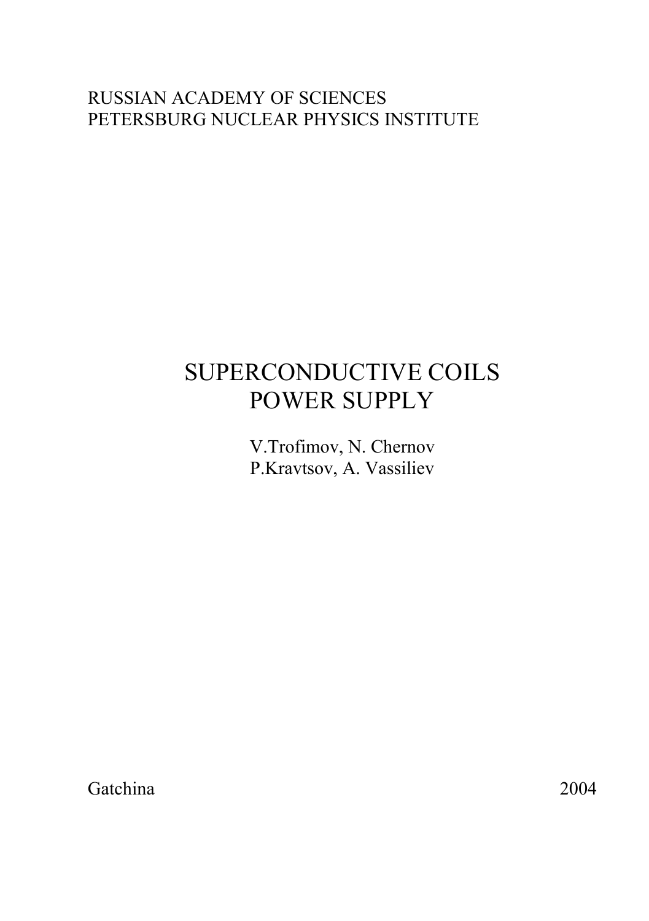RUSSIAN ACADEMY OF SCIENCES
PETERSBURG NUCLEAR PHYSICS INSTITUTE

# SUPERCONDUCTIVE COILS POWER SUPPLY

V.Trofimov, N. Chernov
P.Kravtsov, A. Vassiliev

Gatchina 2004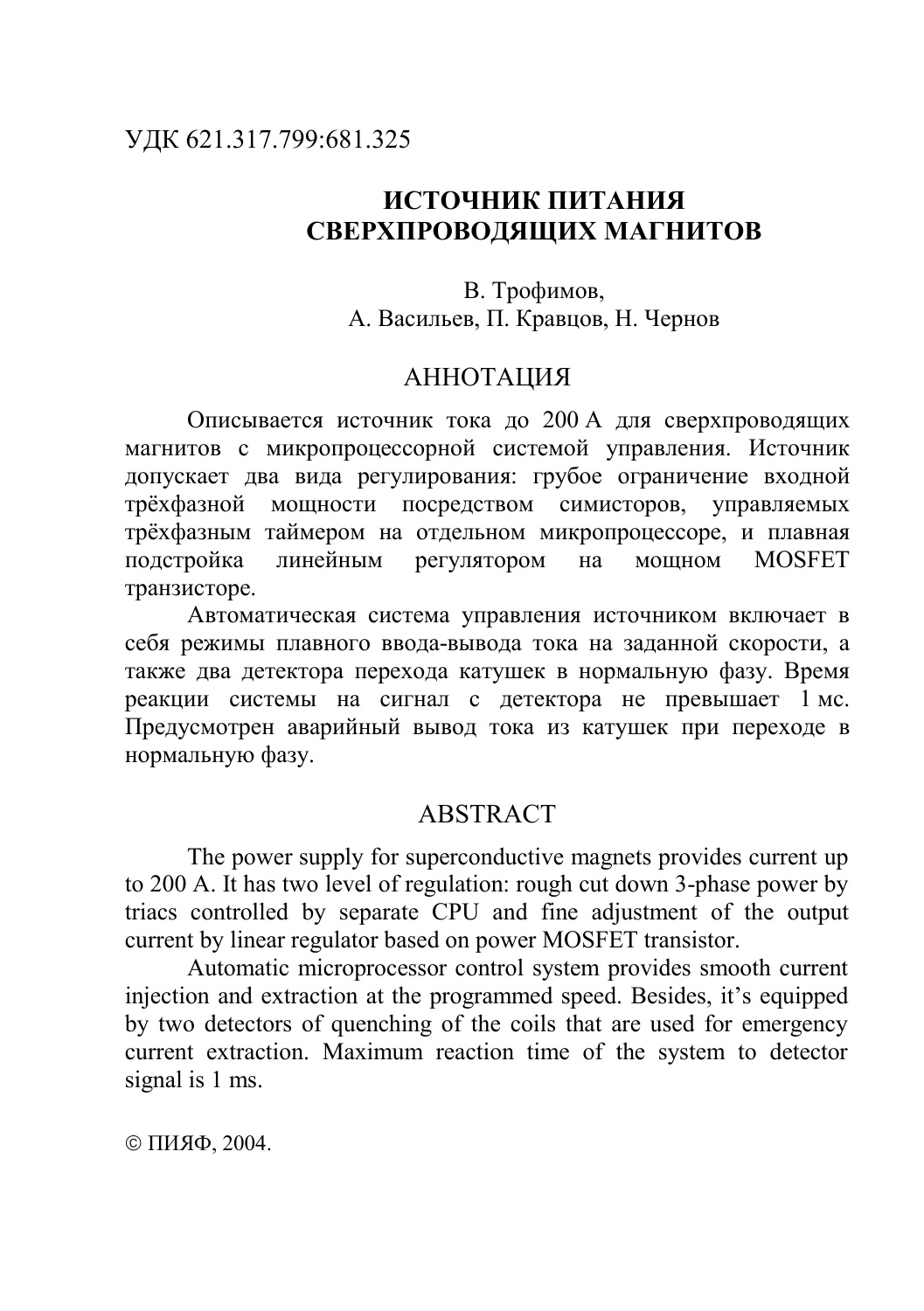УДК 621.317.799:681.325

# ИСТОЧНИК ПИТАНИЯ СВЕРХПРОВОДЯЩИХ МАГНИТОВ

В. Трофимов,
А. Васильев, П. Кравцов, Н. Чернов

## АННОТАЦИЯ

Описывается источник тока до 200 А для сверхпроводящих магнитов с микропроцессорной системой управления. Источник допускает два вида регулирования: грубое ограничение входной трёхфазной мощности посредством симисторов, управляемых трёхфазным таймером на отдельном микропроцессоре, и плавная подстройка линейным регулятором на мощном MOSFET транзисторе.

Автоматическая система управления источником включает в себя режимы плавного ввода-вывода тока на заданной скорости, а также два детектора перехода катушек в нормальную фазу. Время реакции системы на сигнал с детектора не превышает 1 мс. Предусмотрен аварийный вывод тока из катушек при переходе в нормальную фазу.

## ABSTRACT

The power supply for superconductive magnets provides current up to 200 A. It has two level of regulation: rough cut down 3-phase power by triacs controlled by separate CPU and fine adjustment of the output current by linear regulator based on power MOSFET transistor.

Automatic microprocessor control system provides smooth current injection and extraction at the programmed speed. Besides, it's equipped by two detectors of quenching of the coils that are used for emergency current extraction. Maximum reaction time of the system to detector signal is 1 ms.

© ПИЯФ, 2004.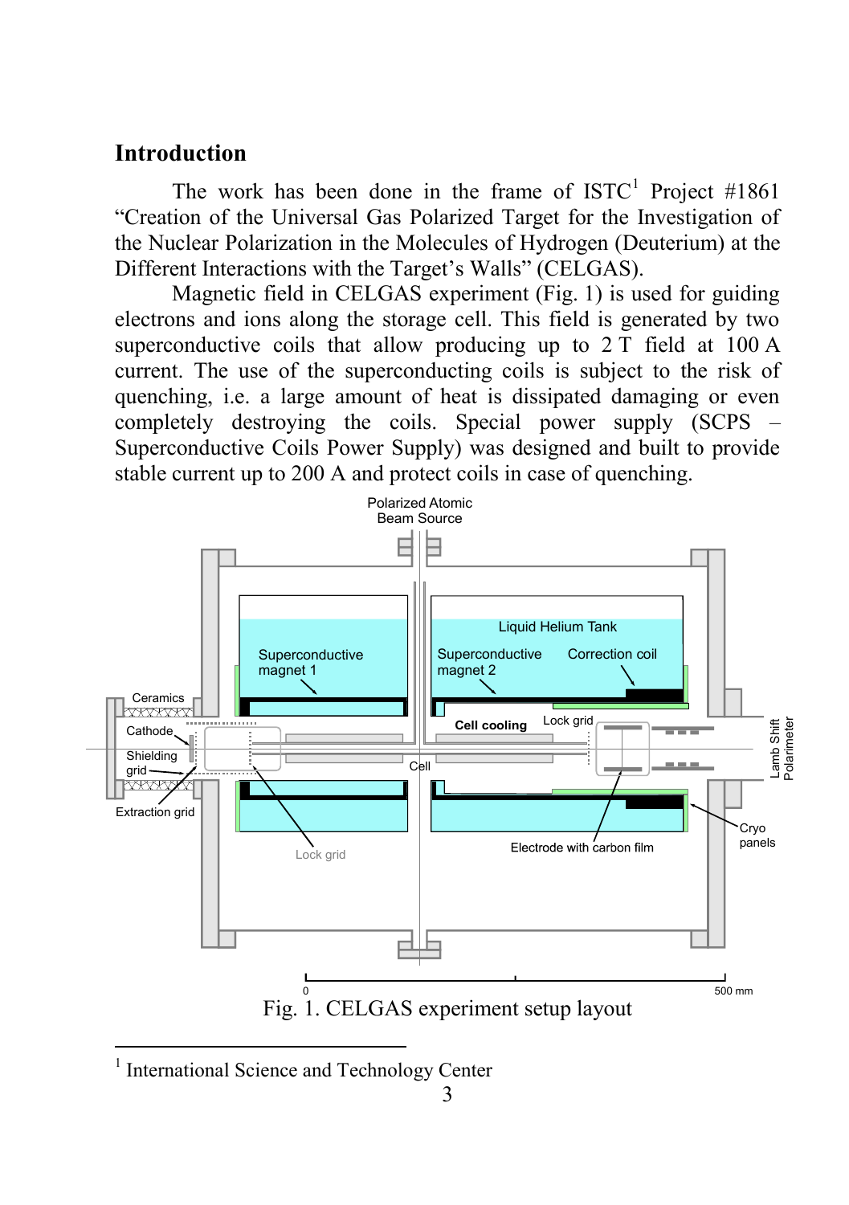## Introduction

The work has been done in the frame of ISTC[1] Project #1861 "Creation of the Universal Gas Polarized Target for the Investigation of the Nuclear Polarization in the Molecules of Hydrogen (Deuterium) at the Different Interactions with the Target's Walls" (CELGAS).

Magnetic field in CELGAS experiment (Fig. 1) is used for guiding electrons and ions along the storage cell. This field is generated by two superconductive coils that allow producing up to 2 T field at 100 A current. The use of the superconducting coils is subject to the risk of quenching, i.e. a large amount of heat is dissipated damaging or even completely destroying the coils. Special power supply (SCPS – Superconductive Coils Power Supply) was designed and built to provide stable current up to 200 A and protect coils in case of quenching.

Fig. 1. CELGAS experiment setup layout

[1] International Science and Technology Center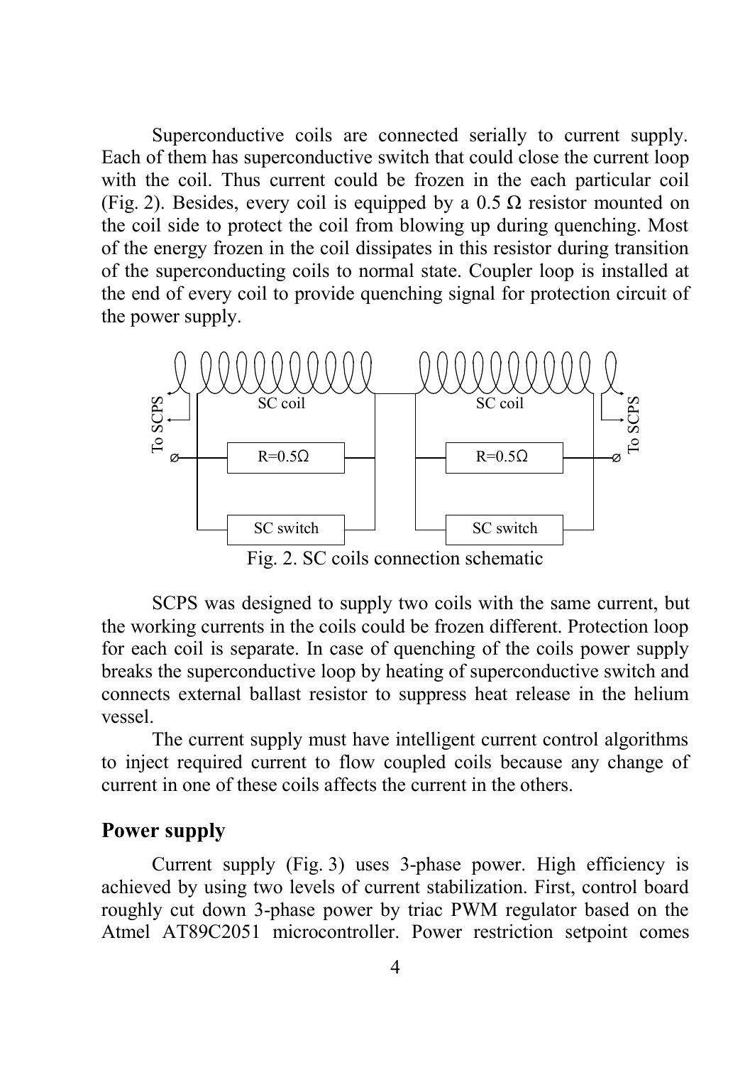Superconductive coils are connected serially to current supply. Each of them has superconductive switch that could close the current loop with the coil. Thus current could be frozen in the each particular coil (Fig. 2). Besides, every coil is equipped by a 0.5 Ω resistor mounted on the coil side to protect the coil from blowing up during quenching. Most of the energy frozen in the coil dissipates in this resistor during transition of the superconducting coils to normal state. Coupler loop is installed at the end of every coil to provide quenching signal for protection circuit of the power supply.

Fig. 2. SC coils connection schematic

SCPS was designed to supply two coils with the same current, but the working currents in the coils could be frozen different. Protection loop for each coil is separate. In case of quenching of the coils power supply breaks the superconductive loop by heating of superconductive switch and connects external ballast resistor to suppress heat release in the helium vessel.

The current supply must have intelligent current control algorithms to inject required current to flow coupled coils because any change of current in one of these coils affects the current in the others.

## Power supply

Current supply (Fig. 3) uses 3-phase power. High efficiency is achieved by using two levels of current stabilization. First, control board roughly cut down 3-phase power by triac PWM regulator based on the Atmel AT89C2051 microcontroller. Power restriction setpoint comes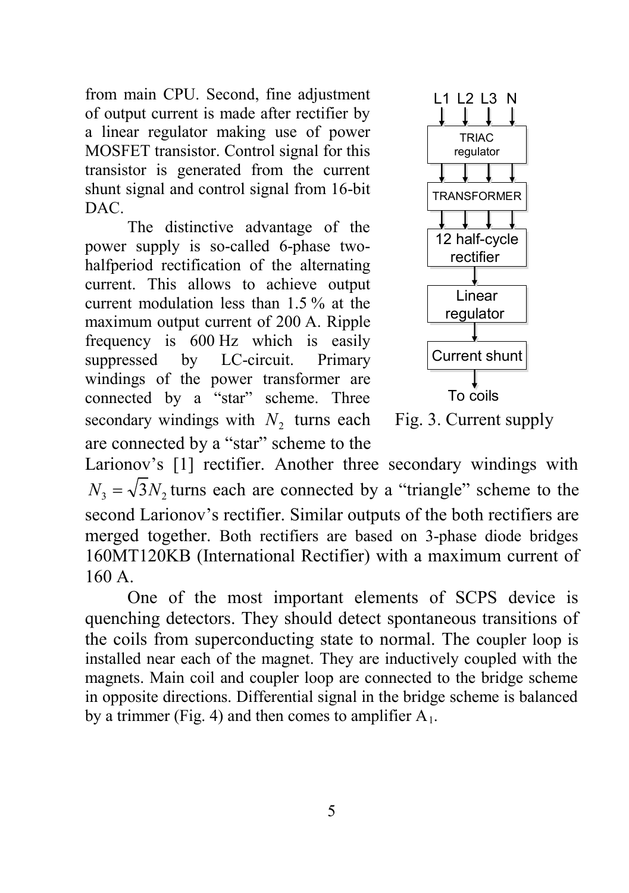from main CPU. Second, fine adjustment of output current is made after rectifier by a linear regulator making use of power MOSFET transistor. Control signal for this transistor is generated from the current shunt signal and control signal from 16-bit DAC.

The distinctive advantage of the power supply is so-called 6-phase two-halfperiod rectification of the alternating current. This allows to achieve output current modulation less than 1.5 % at the maximum output current of 200 A. Ripple frequency is 600 Hz which is easily suppressed by LC-circuit. Primary windings of the power transformer are connected by a "star" scheme. Three secondary windings with $N_2$ turns each are connected by a "star" scheme to the Larionov's [1] rectifier. Another three secondary windings with $N_3 = \sqrt{3}N_2$ turns each are connected by a "triangle" scheme to the second Larionov's rectifier. Similar outputs of the both rectifiers are merged together. Both rectifiers are based on 3-phase diode bridges 160MT120KB (International Rectifier) with a maximum current of 160 A.

L1 L2 L3 N

TRIAC regulator

TRANSFORMER

12 half-cycle rectifier

Linear regulator

Current shunt

To coils

Fig. 3. Current supply

One of the most important elements of SCPS device is quenching detectors. They should detect spontaneous transitions of the coils from superconducting state to normal. The coupler loop is installed near each of the magnet. They are inductively coupled with the magnets. Main coil and coupler loop are connected to the bridge scheme in opposite directions. Differential signal in the bridge scheme is balanced by a trimmer (Fig. 4) and then comes to amplifier $A_1$.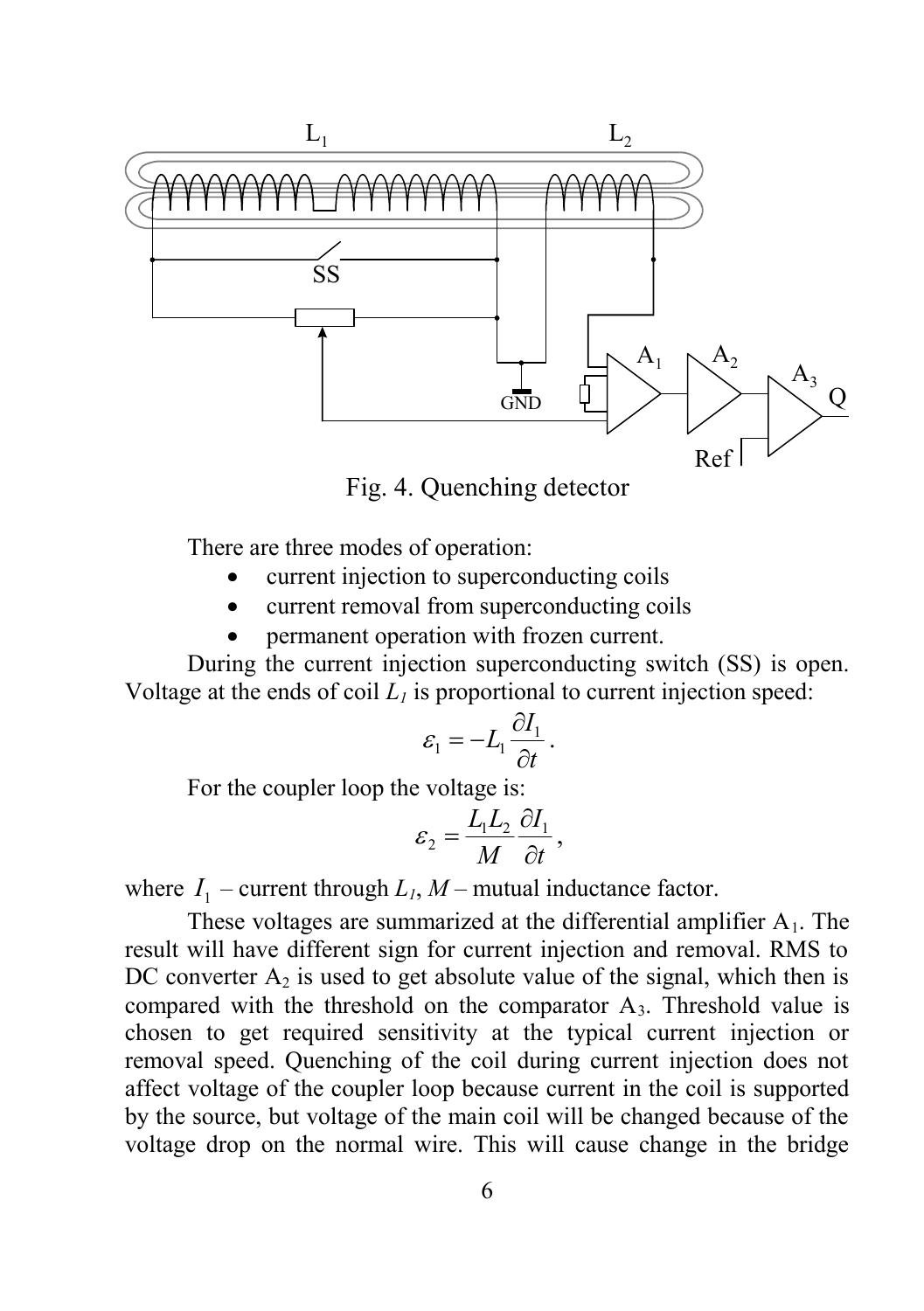Fig. 4. Quenching detector

There are three modes of operation:

- current injection to superconducting coils
- current removal from superconducting coils
- permanent operation with frozen current.

During the current injection superconducting switch (SS) is open. Voltage at the ends of coil $L_1$ is proportional to current injection speed:

$$\varepsilon_1 = -L_1 \frac{\partial I_1}{\partial t}.$$

For the coupler loop the voltage is:

$$\varepsilon_2 = \frac{L_1 L_2}{M} \frac{\partial I_1}{\partial t},$$

where $I_1$ – current through $L_1$, $M$ – mutual inductance factor.

These voltages are summarized at the differential amplifier $A_1$. The result will have different sign for current injection and removal. RMS to DC converter $A_2$ is used to get absolute value of the signal, which then is compared with the threshold on the comparator $A_3$. Threshold value is chosen to get required sensitivity at the typical current injection or removal speed. Quenching of the coil during current injection does not affect voltage of the coupler loop because current in the coil is supported by the source, but voltage of the main coil will be changed because of the voltage drop on the normal wire. This will cause change in the bridge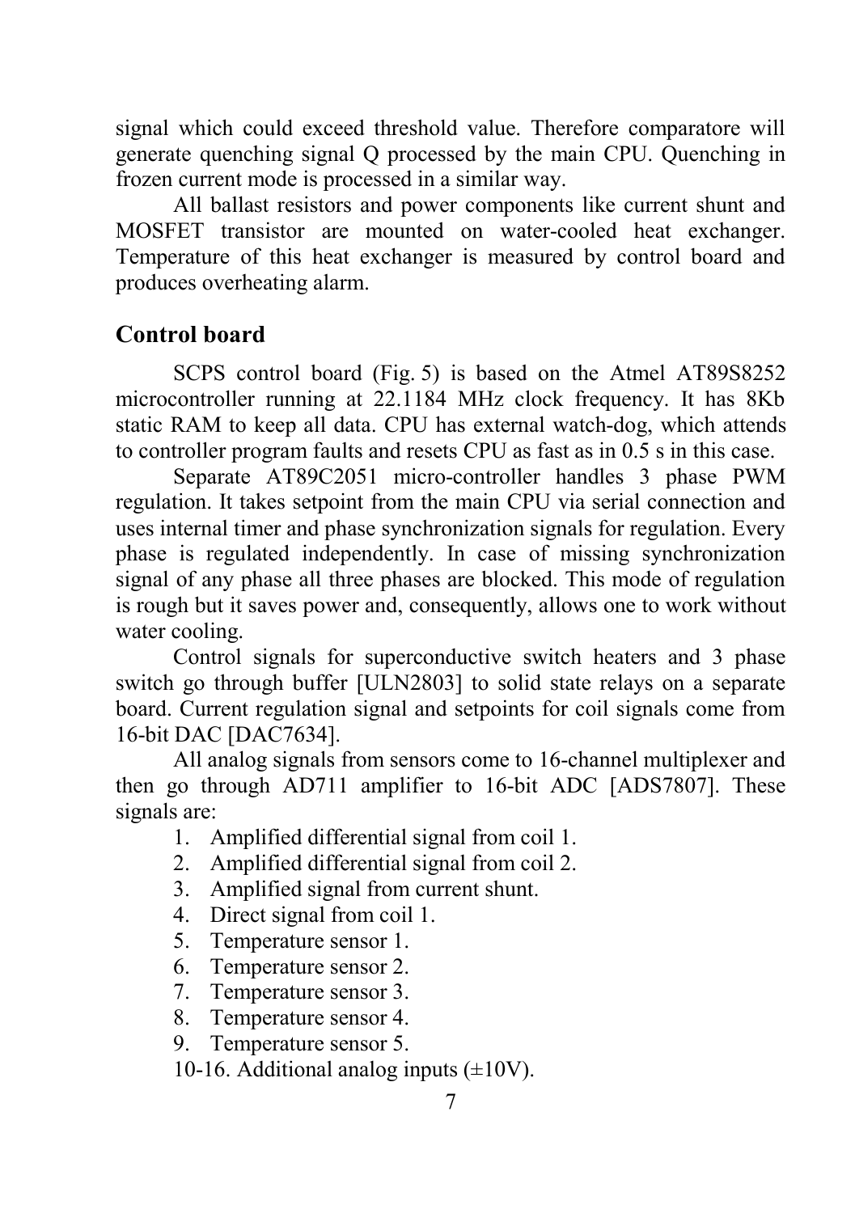signal which could exceed threshold value. Therefore comparatore will generate quenching signal Q processed by the main CPU. Quenching in frozen current mode is processed in a similar way.

All ballast resistors and power components like current shunt and MOSFET transistor are mounted on water-cooled heat exchanger. Temperature of this heat exchanger is measured by control board and produces overheating alarm.

## Control board

SCPS control board (Fig. 5) is based on the Atmel AT89S8252 microcontroller running at 22.1184 MHz clock frequency. It has 8Kb static RAM to keep all data. CPU has external watch-dog, which attends to controller program faults and resets CPU as fast as in 0.5 s in this case.

Separate AT89C2051 micro-controller handles 3 phase PWM regulation. It takes setpoint from the main CPU via serial connection and uses internal timer and phase synchronization signals for regulation. Every phase is regulated independently. In case of missing synchronization signal of any phase all three phases are blocked. This mode of regulation is rough but it saves power and, consequently, allows one to work without water cooling.

Control signals for superconductive switch heaters and 3 phase switch go through buffer [ULN2803] to solid state relays on a separate board. Current regulation signal and setpoints for coil signals come from 16-bit DAC [DAC7634].

All analog signals from sensors come to 16-channel multiplexer and then go through AD711 amplifier to 16-bit ADC [ADS7807]. These signals are:

1. Amplified differential signal from coil 1.
2. Amplified differential signal from coil 2.
3. Amplified signal from current shunt.
4. Direct signal from coil 1.
5. Temperature sensor 1.
6. Temperature sensor 2.
7. Temperature sensor 3.
8. Temperature sensor 4.
9. Temperature sensor 5.

10-16. Additional analog inputs (±10V).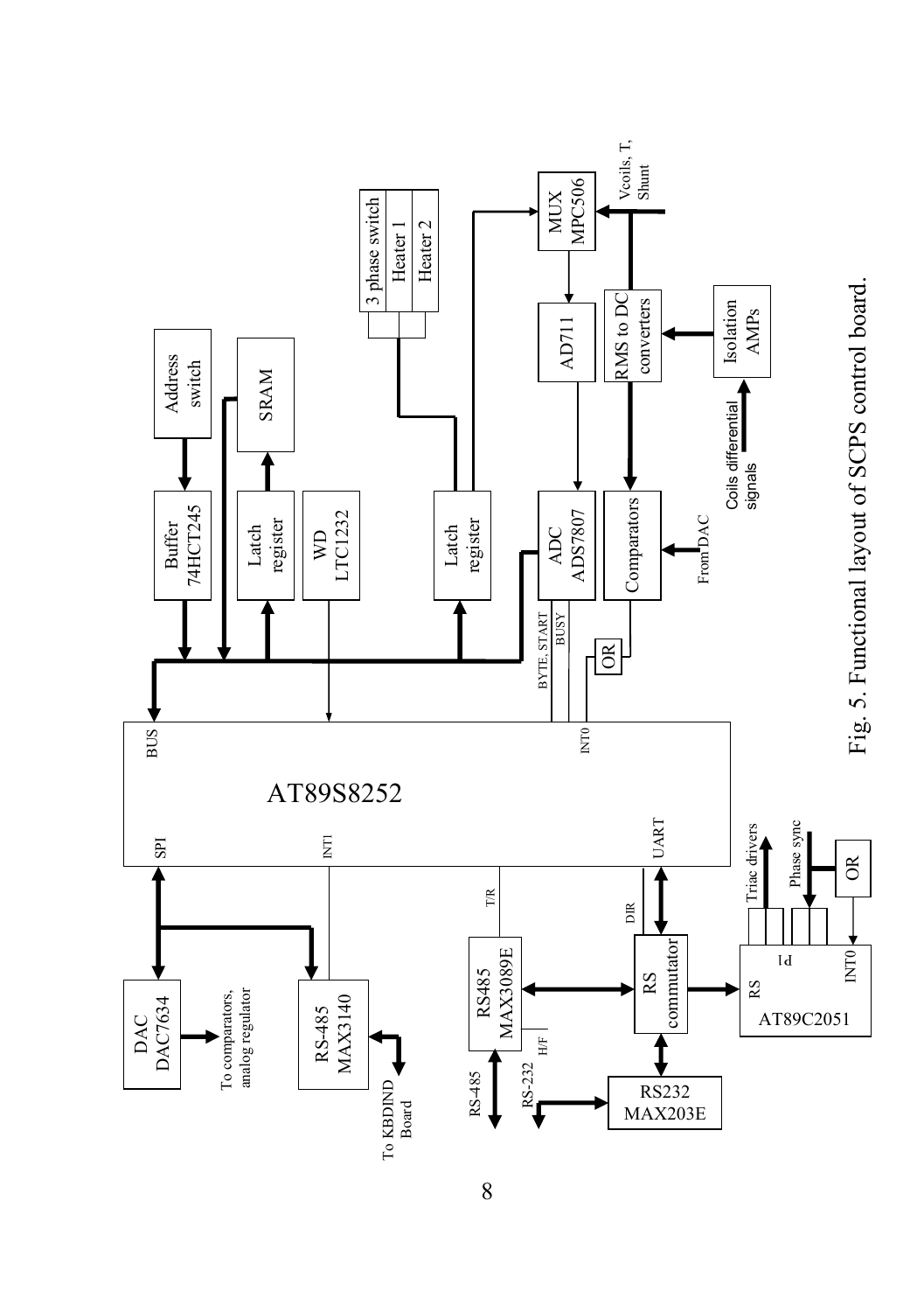Fig. 5. Functional layout of SCPS control board.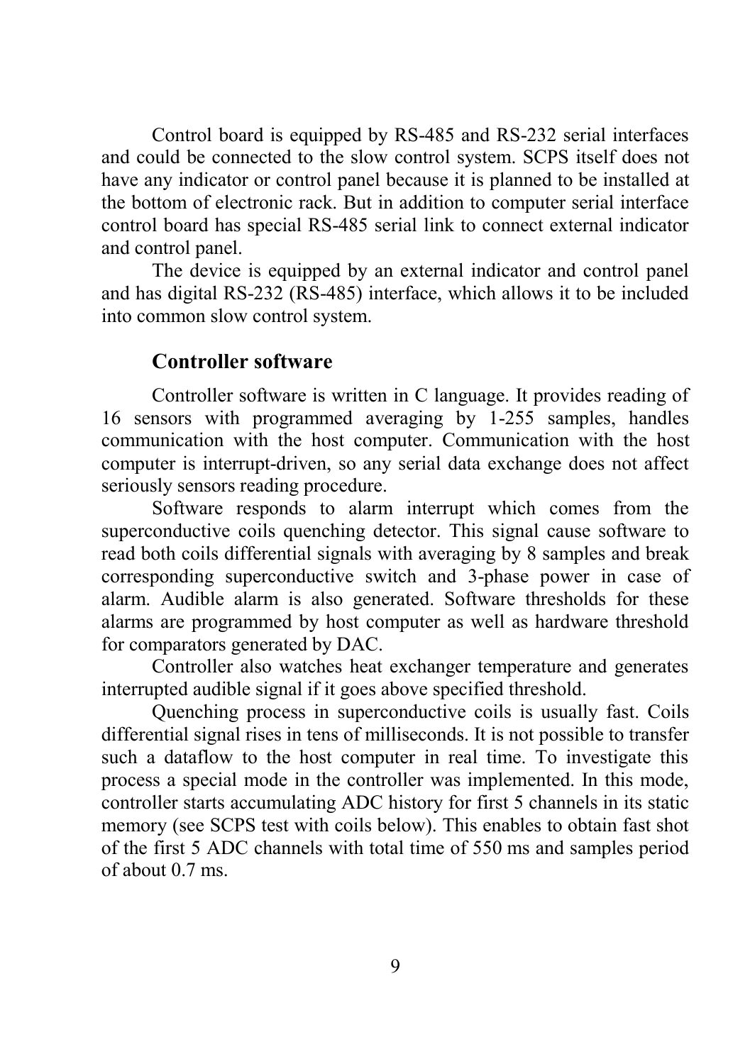Control board is equipped by RS-485 and RS-232 serial interfaces and could be connected to the slow control system. SCPS itself does not have any indicator or control panel because it is planned to be installed at the bottom of electronic rack. But in addition to computer serial interface control board has special RS-485 serial link to connect external indicator and control panel.

The device is equipped by an external indicator and control panel and has digital RS-232 (RS-485) interface, which allows it to be included into common slow control system.

## Controller software

Controller software is written in C language. It provides reading of 16 sensors with programmed averaging by 1-255 samples, handles communication with the host computer. Communication with the host computer is interrupt-driven, so any serial data exchange does not affect seriously sensors reading procedure.

Software responds to alarm interrupt which comes from the superconductive coils quenching detector. This signal cause software to read both coils differential signals with averaging by 8 samples and break corresponding superconductive switch and 3-phase power in case of alarm. Audible alarm is also generated. Software thresholds for these alarms are programmed by host computer as well as hardware threshold for comparators generated by DAC.

Controller also watches heat exchanger temperature and generates interrupted audible signal if it goes above specified threshold.

Quenching process in superconductive coils is usually fast. Coils differential signal rises in tens of milliseconds. It is not possible to transfer such a dataflow to the host computer in real time. To investigate this process a special mode in the controller was implemented. In this mode, controller starts accumulating ADC history for first 5 channels in its static memory (see SCPS test with coils below). This enables to obtain fast shot of the first 5 ADC channels with total time of 550 ms and samples period of about 0.7 ms.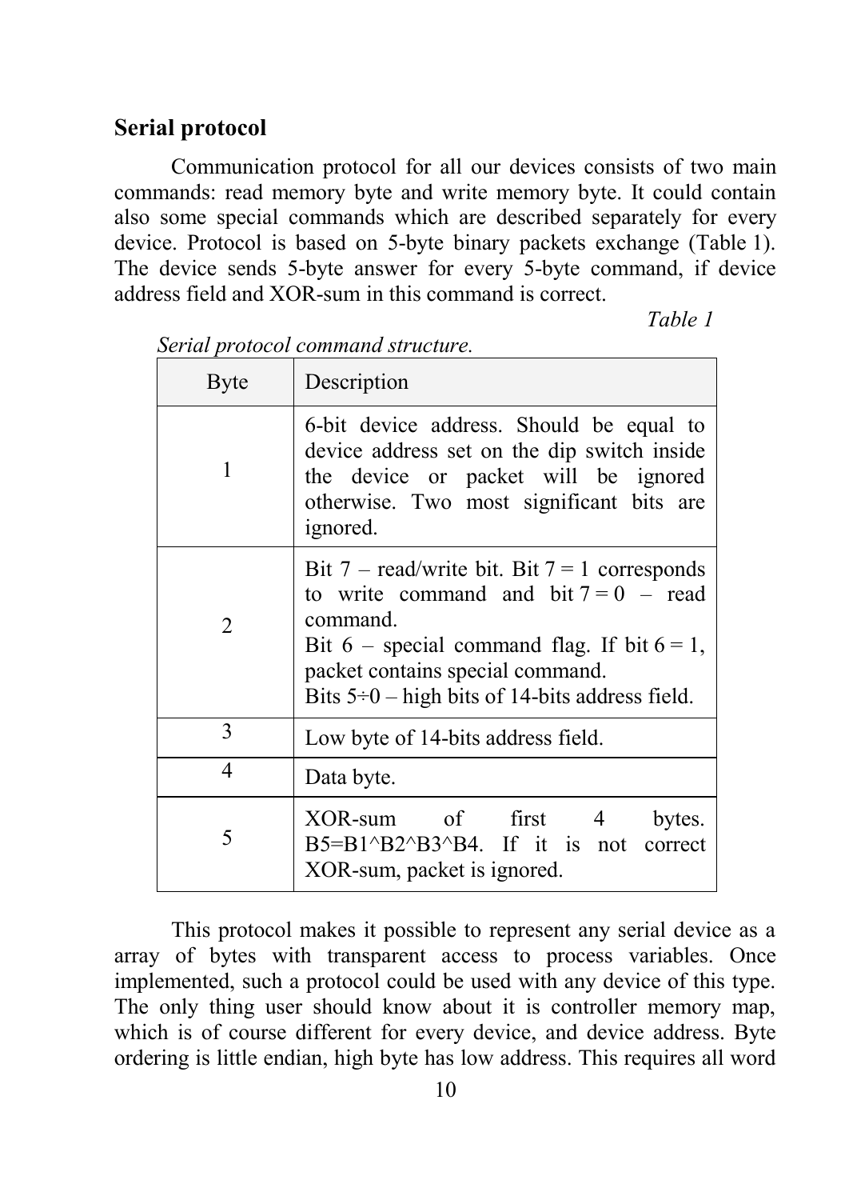## Serial protocol

Communication protocol for all our devices consists of two main commands: read memory byte and write memory byte. It could contain also some special commands which are described separately for every device. Protocol is based on 5-byte binary packets exchange (Table 1). The device sends 5-byte answer for every 5-byte command, if device address field and XOR-sum in this command is correct.

*Table 1*

*Serial protocol command structure.*

| Byte | Description |
|---|---|
| 1 | 6-bit device address. Should be equal to device address set on the dip switch inside the device or packet will be ignored otherwise. Two most significant bits are ignored. |
| 2 | Bit 7 – read/write bit. Bit 7 = 1 corresponds to write command and bit 7 = 0 – read command.<br>Bit 6 – special command flag. If bit 6 = 1, packet contains special command.<br>Bits 5÷0 – high bits of 14-bits address field. |
| 3 | Low byte of 14-bits address field. |
| 4 | Data byte. |
| 5 | XOR-sum of first 4 bytes. B5=B1^B2^B3^B4. If it is not correct XOR-sum, packet is ignored. |

This protocol makes it possible to represent any serial device as a array of bytes with transparent access to process variables. Once implemented, such a protocol could be used with any device of this type. The only thing user should know about it is controller memory map, which is of course different for every device, and device address. Byte ordering is little endian, high byte has low address. This requires all word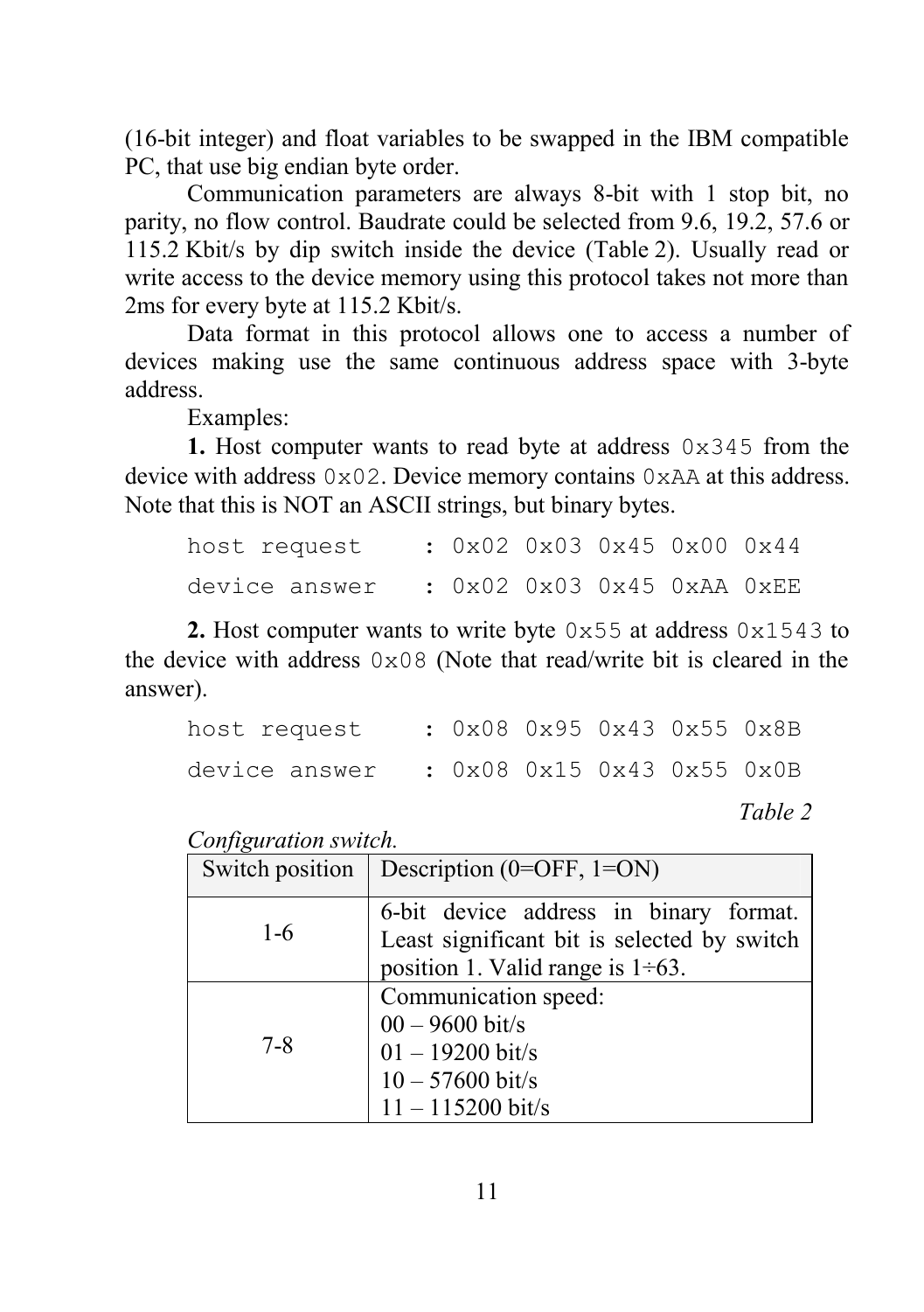(16-bit integer) and float variables to be swapped in the IBM compatible PC, that use big endian byte order.

Communication parameters are always 8-bit with 1 stop bit, no parity, no flow control. Baudrate could be selected from 9.6, 19.2, 57.6 or 115.2 Kbit/s by dip switch inside the device (Table 2). Usually read or write access to the device memory using this protocol takes not more than 2ms for every byte at 115.2 Kbit/s.

Data format in this protocol allows one to access a number of devices making use the same continuous address space with 3-byte address.

Examples:

**1.** Host computer wants to read byte at address `0x345` from the device with address `0x02`. Device memory contains `0xAA` at this address. Note that this is NOT an ASCII strings, but binary bytes.

```
host request    : 0x02 0x03 0x45 0x00 0x44
device answer   : 0x02 0x03 0x45 0xAA 0xEE
```

**2.** Host computer wants to write byte `0x55` at address `0x1543` to the device with address `0x08` (Note that read/write bit is cleared in the answer).

```
host request    : 0x08 0x95 0x43 0x55 0x8B
device answer   : 0x08 0x15 0x43 0x55 0x0B
```

*Table 2*

*Configuration switch.*

| Switch position | Description (0=OFF, 1=ON) |
| --- | --- |
| 1-6 | 6-bit device address in binary format. Least significant bit is selected by switch position 1. Valid range is 1÷63. |
| 7-8 | Communication speed:<br>00 – 9600 bit/s<br>01 – 19200 bit/s<br>10 – 57600 bit/s<br>11 – 115200 bit/s |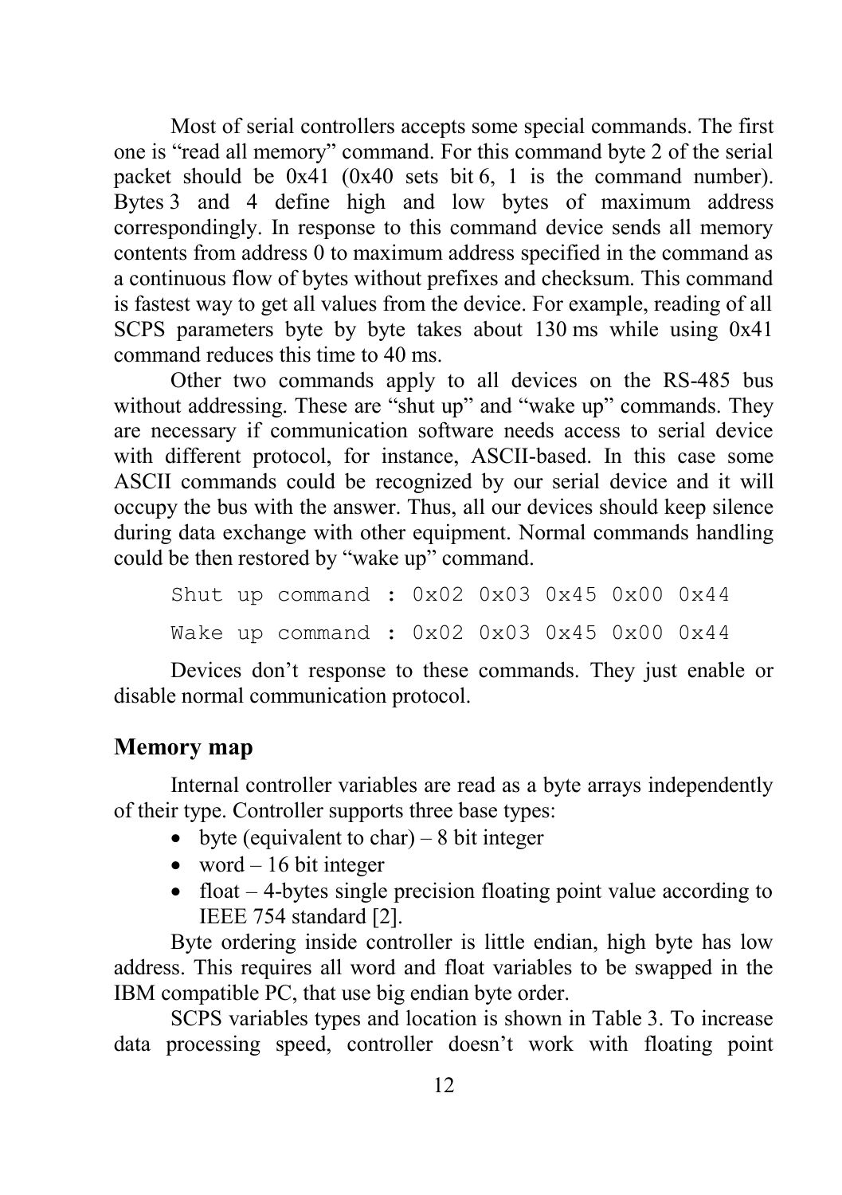Most of serial controllers accepts some special commands. The first one is "read all memory" command. For this command byte 2 of the serial packet should be 0x41 (0x40 sets bit 6, 1 is the command number). Bytes 3 and 4 define high and low bytes of maximum address correspondingly. In response to this command device sends all memory contents from address 0 to maximum address specified in the command as a continuous flow of bytes without prefixes and checksum. This command is fastest way to get all values from the device. For example, reading of all SCPS parameters byte by byte takes about 130 ms while using 0x41 command reduces this time to 40 ms.

Other two commands apply to all devices on the RS-485 bus without addressing. These are "shut up" and "wake up" commands. They are necessary if communication software needs access to serial device with different protocol, for instance, ASCII-based. In this case some ASCII commands could be recognized by our serial device and it will occupy the bus with the answer. Thus, all our devices should keep silence during data exchange with other equipment. Normal commands handling could be then restored by "wake up" command.

```
Shut up command : 0x02 0x03 0x45 0x00 0x44
Wake up command : 0x02 0x03 0x45 0x00 0x44
```

Devices don't response to these commands. They just enable or disable normal communication protocol.

## Memory map

Internal controller variables are read as a byte arrays independently of their type. Controller supports three base types:

- byte (equivalent to char) – 8 bit integer
- word – 16 bit integer
- float – 4-bytes single precision floating point value according to IEEE 754 standard [2].

Byte ordering inside controller is little endian, high byte has low address. This requires all word and float variables to be swapped in the IBM compatible PC, that use big endian byte order.

SCPS variables types and location is shown in Table 3. To increase data processing speed, controller doesn't work with floating point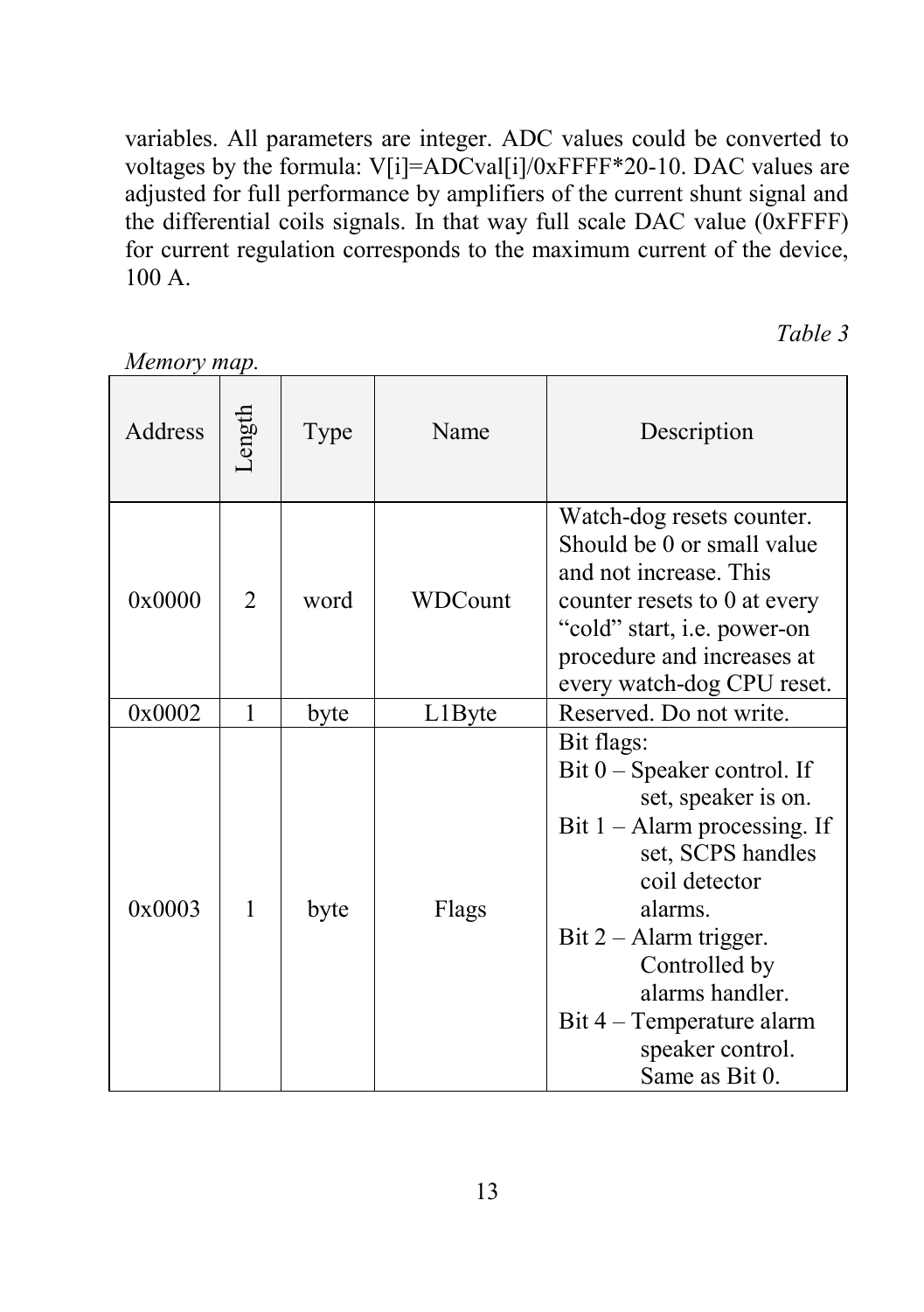variables. All parameters are integer. ADC values could be converted to voltages by the formula: V[i]=ADCval[i]/0xFFFF*20-10. DAC values are adjusted for full performance by amplifiers of the current shunt signal and the differential coils signals. In that way full scale DAC value (0xFFFF) for current regulation corresponds to the maximum current of the device, 100 A.

*Table 3*

*Memory map.*

| Address | Length | Type | Name | Description |
|---|---|---|---|---|
| 0x0000 | 2 | word | WDCount | Watch-dog resets counter. Should be 0 or small value and not increase. This counter resets to 0 at every "cold" start, i.e. power-on procedure and increases at every watch-dog CPU reset. |
| 0x0002 | 1 | byte | L1Byte | Reserved. Do not write. |
| 0x0003 | 1 | byte | Flags | Bit flags:<br>Bit 0 – Speaker control. If set, speaker is on.<br>Bit 1 – Alarm processing. If set, SCPS handles coil detector alarms.<br>Bit 2 – Alarm trigger. Controlled by alarms handler.<br>Bit 4 – Temperature alarm speaker control. Same as Bit 0. |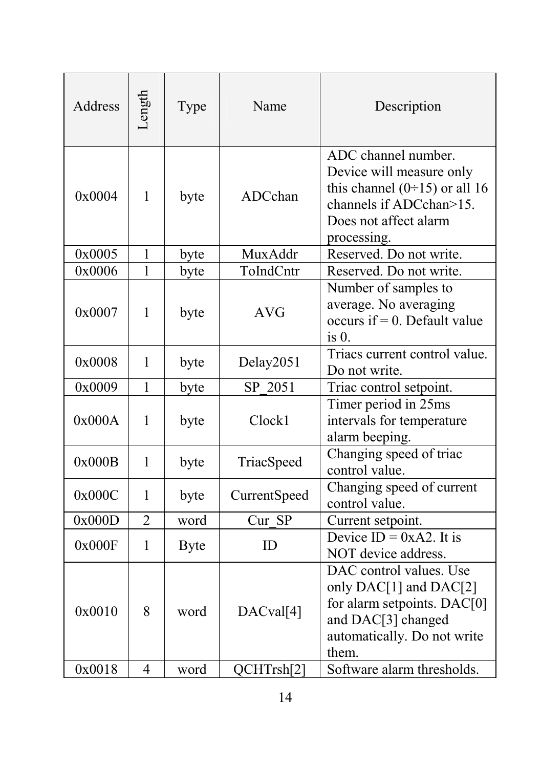| Address | Length | Type | Name | Description |
|---|---|---|---|---|
| 0x0004 | 1 | byte | ADCchan | ADC channel number. Device will measure only this channel (0÷15) or all 16 channels if ADCchan>15. Does not affect alarm processing. |
| 0x0005 | 1 | byte | MuxAddr | Reserved. Do not write. |
| 0x0006 | 1 | byte | ToIndCntr | Reserved. Do not write. |
| 0x0007 | 1 | byte | AVG | Number of samples to average. No averaging occurs if = 0. Default value is 0. |
| 0x0008 | 1 | byte | Delay2051 | Triacs current control value. Do not write. |
| 0x0009 | 1 | byte | SP_2051 | Triac control setpoint. |
| 0x000A | 1 | byte | Clock1 | Timer period in 25ms intervals for temperature alarm beeping. |
| 0x000B | 1 | byte | TriacSpeed | Changing speed of triac control value. |
| 0x000C | 1 | byte | CurrentSpeed | Changing speed of current control value. |
| 0x000D | 2 | word | Cur_SP | Current setpoint. |
| 0x000F | 1 | Byte | ID | Device ID = 0xA2. It is NOT device address. |
| 0x0010 | 8 | word | DACval[4] | DAC control values. Use only DAC[1] and DAC[2] for alarm setpoints. DAC[0] and DAC[3] changed automatically. Do not write them. |
| 0x0018 | 4 | word | QCHTrsh[2] | Software alarm thresholds. |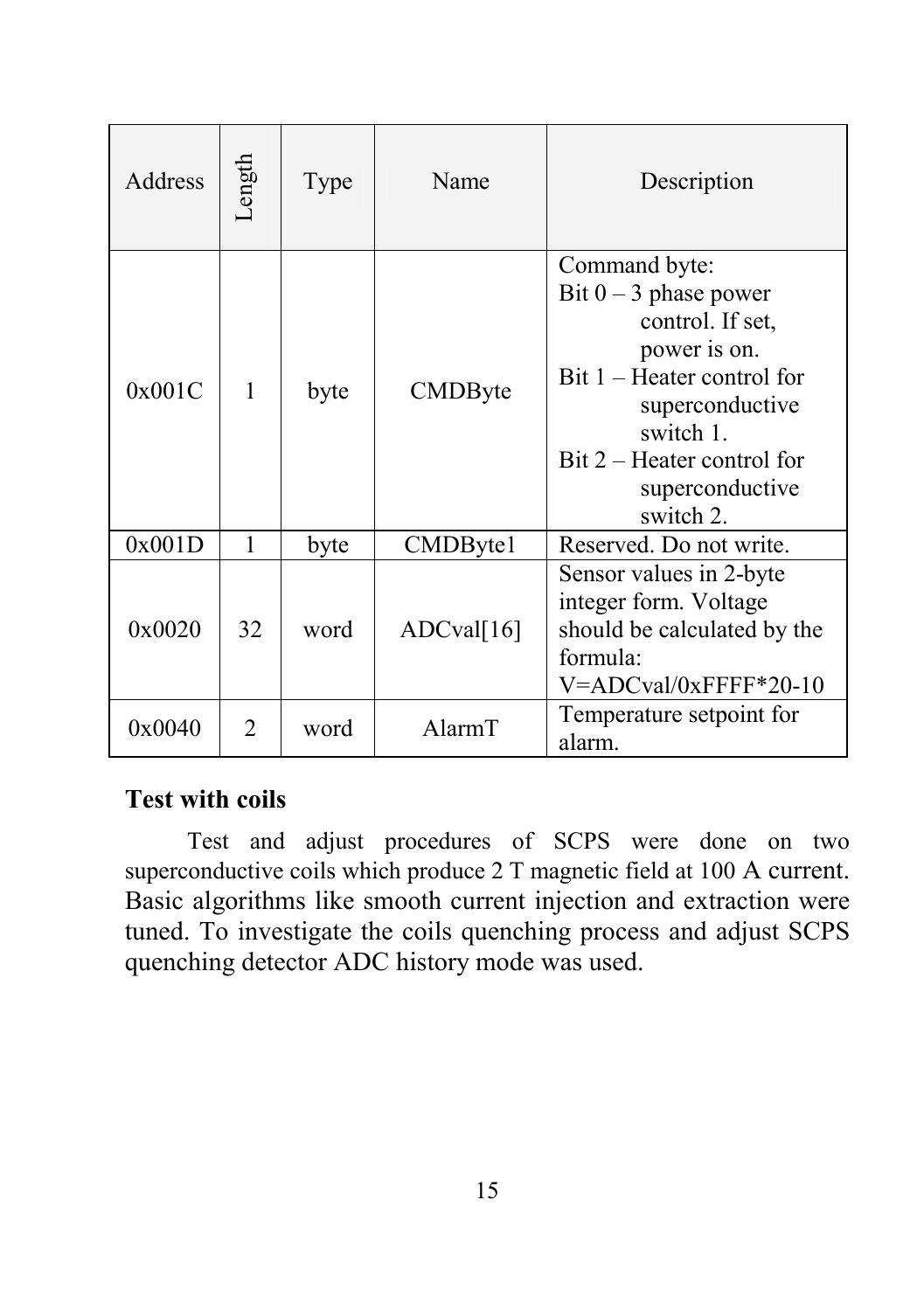| Address | Length | Type | Name | Description |
|---|---|---|---|---|
| 0x001C | 1 | byte | CMDByte | Command byte:<br>Bit 0 – 3 phase power control. If set, power is on.<br>Bit 1 – Heater control for superconductive switch 1.<br>Bit 2 – Heater control for superconductive switch 2. |
| 0x001D | 1 | byte | CMDByte1 | Reserved. Do not write. |
| 0x0020 | 32 | word | ADCval[16] | Sensor values in 2-byte integer form. Voltage should be calculated by the formula: V=ADCval/0xFFFF*20-10 |
| 0x0040 | 2 | word | AlarmT | Temperature setpoint for alarm. |

### Test with coils

Test and adjust procedures of SCPS were done on two superconductive coils which produce 2 T magnetic field at 100 A current. Basic algorithms like smooth current injection and extraction were tuned. To investigate the coils quenching process and adjust SCPS quenching detector ADC history mode was used.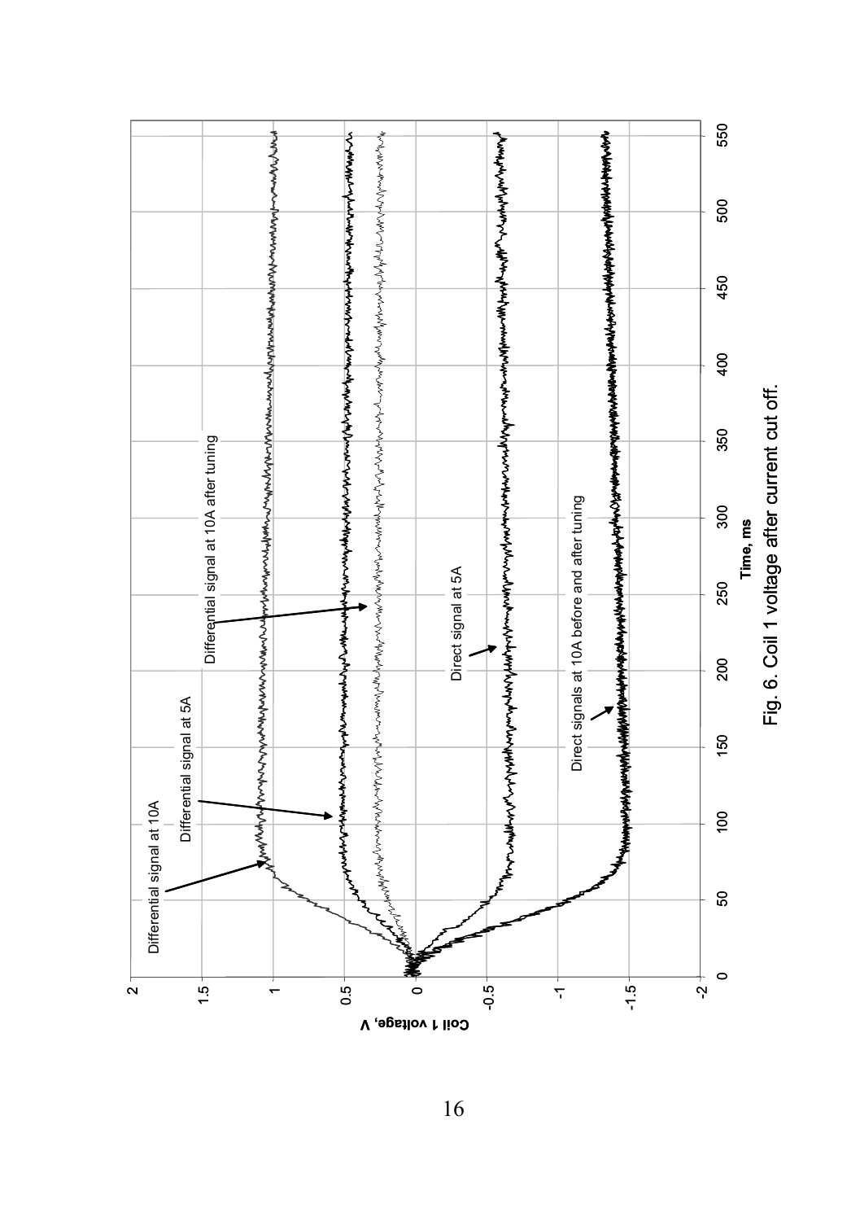Fig. 6. Coil 1 voltage after current cut off.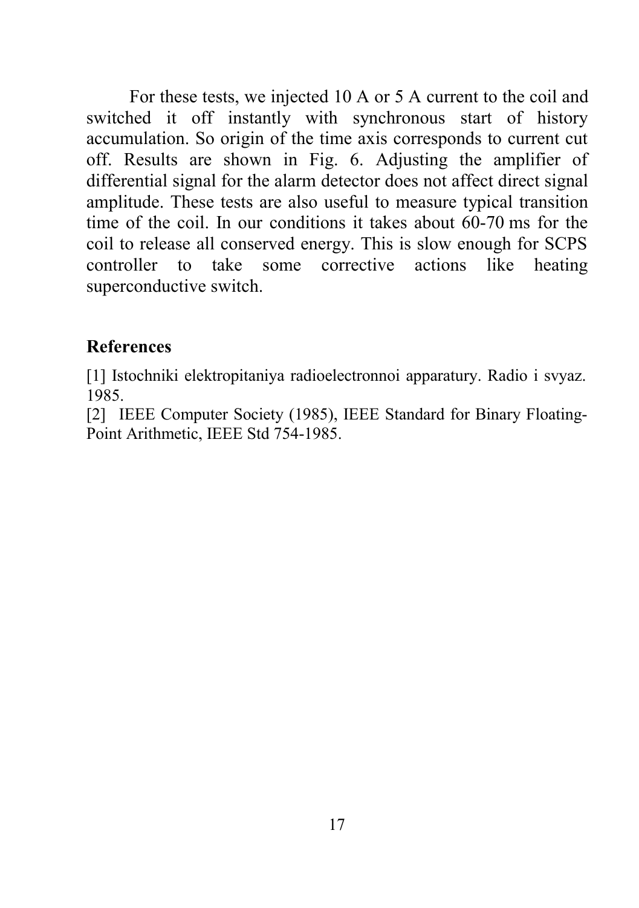For these tests, we injected 10 A or 5 A current to the coil and switched it off instantly with synchronous start of history accumulation. So origin of the time axis corresponds to current cut off. Results are shown in Fig. 6. Adjusting the amplifier of differential signal for the alarm detector does not affect direct signal amplitude. These tests are also useful to measure typical transition time of the coil. In our conditions it takes about 60-70 ms for the coil to release all conserved energy. This is slow enough for SCPS controller to take some corrective actions like heating superconductive switch.

## References

[1] Istochniki elektropitaniya radioelectronnoi apparatury. Radio i svyaz. 1985.

[2] IEEE Computer Society (1985), IEEE Standard for Binary Floating-Point Arithmetic, IEEE Std 754-1985.